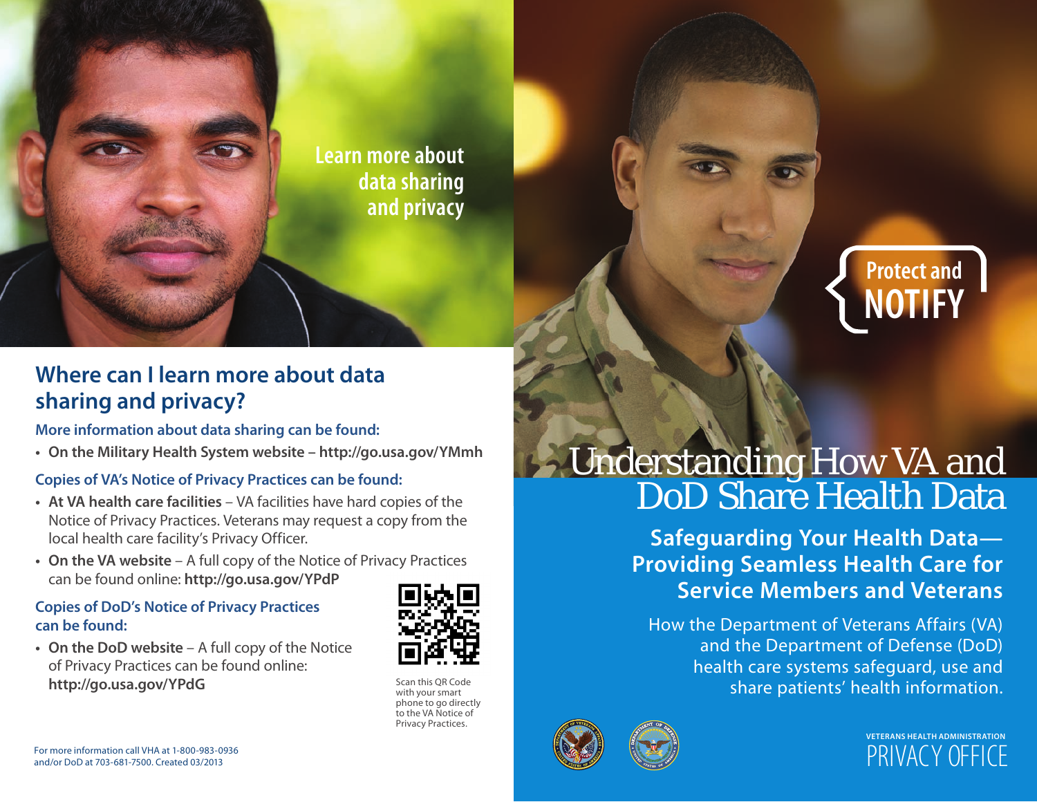Learn more about data sharing and privacy

## Where can I learn more about data sharing and privacy?

### More information about data sharing can be found:

- **On the Military Health System website – http://go.usa.gov/YMmh**

### Copies of VA's Notice of Privacy Practices can be found:

- **At VA health care facilities** – VA facilities have hard copies of the Notice of Privacy Practices. Veterans may request a copy from the local health care facility's Privacy Officer.
- **On the VA website** – A full copy of the Notice of Privacy Practices can be found online: **http://go.usa.gov/YPdP**

### Copies of DoD's Notice of Privacy Practices can be found:

- **On the DoD website** – A full copy of the Notice of Privacy Practices can be found online: **http://go.usa.gov/YPdG**

Scan this QR Code with your smart phone to go directly to the VA Notice of Privacy Practices.

For more information call VHA at 1-800-983-0936 and/or DoD at 703-681-7500. Created 03/2013

Protect and **NOTIFY**

# Understanding How VA and DoD Share Health Data

## Safeguarding Your Health Data—Providing Seamless Health Care for Service Members and Veterans

How the Department of Veterans Affairs (VA) and the Department of Defense (DoD) health care systems safeguard, use and share patients' health information.

VETERANS HEALTH ADMINISTRATION
PRIVACY OFFICE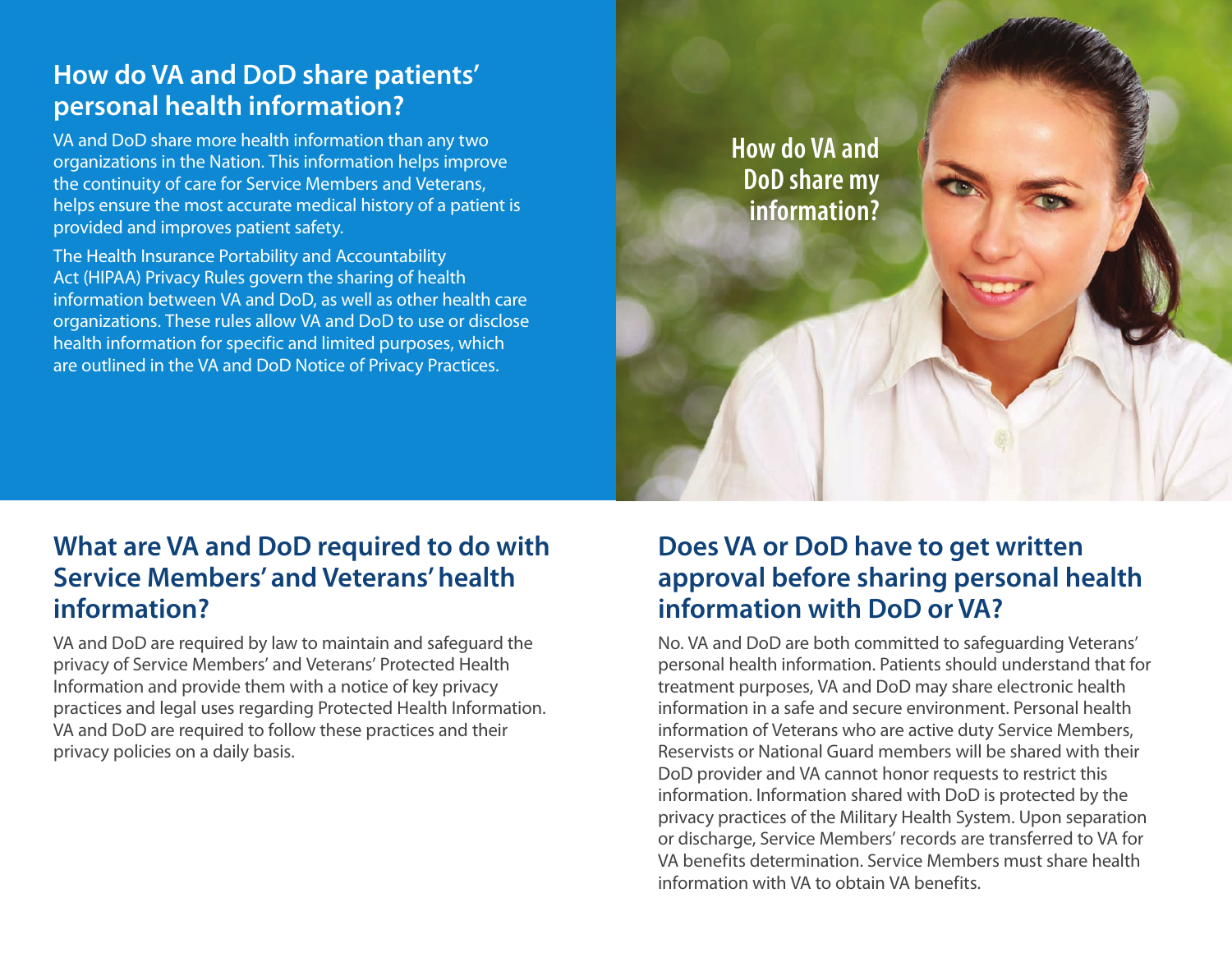## How do VA and DoD share patients' personal health information?

VA and DoD share more health information than any two organizations in the Nation. This information helps improve the continuity of care for Service Members and Veterans, helps ensure the most accurate medical history of a patient is provided and improves patient safety.

The Health Insurance Portability and Accountability Act (HIPAA) Privacy Rules govern the sharing of health information between VA and DoD, as well as other health care organizations. These rules allow VA and DoD to use or disclose health information for specific and limited purposes, which are outlined in the VA and DoD Notice of Privacy Practices.

How do VA and DoD share my information?

## What are VA and DoD required to do with Service Members' and Veterans' health information?

VA and DoD are required by law to maintain and safeguard the privacy of Service Members' and Veterans' Protected Health Information and provide them with a notice of key privacy practices and legal uses regarding Protected Health Information. VA and DoD are required to follow these practices and their privacy policies on a daily basis.

## Does VA or DoD have to get written approval before sharing personal health information with DoD or VA?

No. VA and DoD are both committed to safeguarding Veterans' personal health information. Patients should understand that for treatment purposes, VA and DoD may share electronic health information in a safe and secure environment. Personal health information of Veterans who are active duty Service Members, Reservists or National Guard members will be shared with their DoD provider and VA cannot honor requests to restrict this information. Information shared with DoD is protected by the privacy practices of the Military Health System. Upon separation or discharge, Service Members' records are transferred to VA for VA benefits determination. Service Members must share health information with VA to obtain VA benefits.